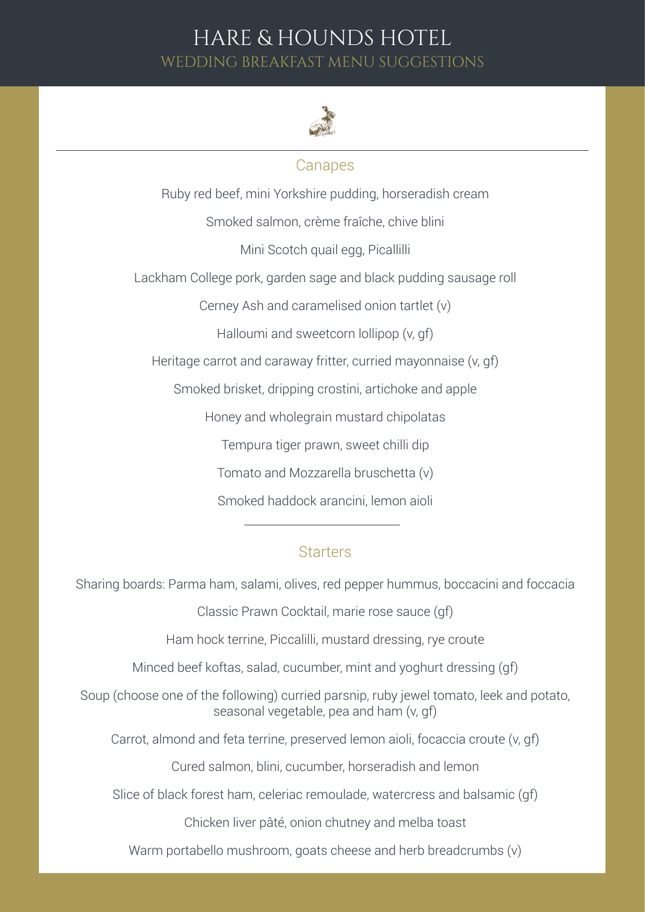# HARE & HOUNDS HOTEL

## WEDDING BREAKFAST MENU SUGGESTIONS

### Canapes

Ruby red beef, mini Yorkshire pudding, horseradish cream

Smoked salmon, crème fraîche, chive blini

Mini Scotch quail egg, Picallilli

Lackham College pork, garden sage and black pudding sausage roll

Cerney Ash and caramelised onion tartlet (v)

Halloumi and sweetcorn lollipop (v, gf)

Heritage carrot and caraway fritter, curried mayonnaise (v, gf)

Smoked brisket, dripping crostini, artichoke and apple

Honey and wholegrain mustard chipolatas

Tempura tiger prawn, sweet chilli dip

Tomato and Mozzarella bruschetta (v)

Smoked haddock arancini, lemon aioli

### Starters

Sharing boards: Parma ham, salami, olives, red pepper hummus, boccacini and foccacia

Classic Prawn Cocktail, marie rose sauce (gf)

Ham hock terrine, Piccalilli, mustard dressing, rye croute

Minced beef koftas, salad, cucumber, mint and yoghurt dressing (gf)

Soup (choose one of the following) curried parsnip, ruby jewel tomato, leek and potato, seasonal vegetable, pea and ham (v, gf)

Carrot, almond and feta terrine, preserved lemon aioli, focaccia croute (v, gf)

Cured salmon, blini, cucumber, horseradish and lemon

Slice of black forest ham, celeriac remoulade, watercress and balsamic (gf)

Chicken liver pâté, onion chutney and melba toast

Warm portabello mushroom, goats cheese and herb breadcrumbs (v)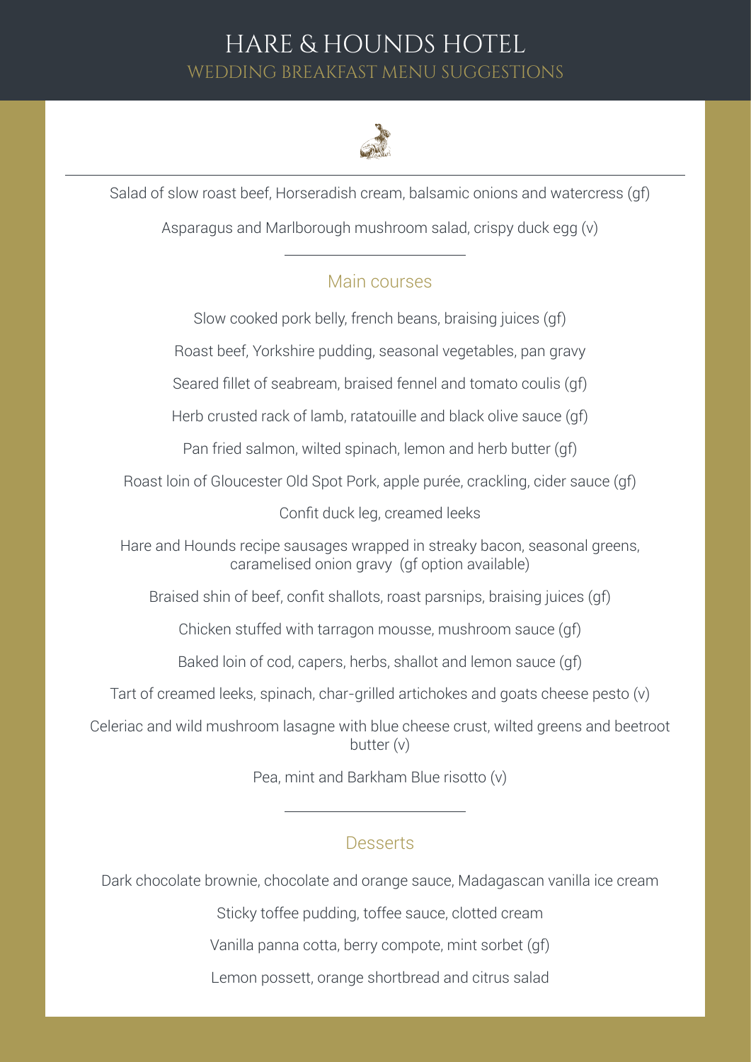# HARE & HOUNDS HOTEL

## WEDDING BREAKFAST MENU SUGGESTIONS

Salad of slow roast beef, Horseradish cream, balsamic onions and watercress (gf)

Asparagus and Marlborough mushroom salad, crispy duck egg (v)

---

## Main courses

Slow cooked pork belly, french beans, braising juices (gf)

Roast beef, Yorkshire pudding, seasonal vegetables, pan gravy

Seared fillet of seabream, braised fennel and tomato coulis (gf)

Herb crusted rack of lamb, ratatouille and black olive sauce (gf)

Pan fried salmon, wilted spinach, lemon and herb butter (gf)

Roast loin of Gloucester Old Spot Pork, apple purée, crackling, cider sauce (gf)

Confit duck leg, creamed leeks

Hare and Hounds recipe sausages wrapped in streaky bacon, seasonal greens, caramelised onion gravy (gf option available)

Braised shin of beef, confit shallots, roast parsnips, braising juices (gf)

Chicken stuffed with tarragon mousse, mushroom sauce (gf)

Baked loin of cod, capers, herbs, shallot and lemon sauce (gf)

Tart of creamed leeks, spinach, char-grilled artichokes and goats cheese pesto (v)

Celeriac and wild mushroom lasagne with blue cheese crust, wilted greens and beetroot butter (v)

Pea, mint and Barkham Blue risotto (v)

---

## Desserts

Dark chocolate brownie, chocolate and orange sauce, Madagascan vanilla ice cream

Sticky toffee pudding, toffee sauce, clotted cream

Vanilla panna cotta, berry compote, mint sorbet (gf)

Lemon possett, orange shortbread and citrus salad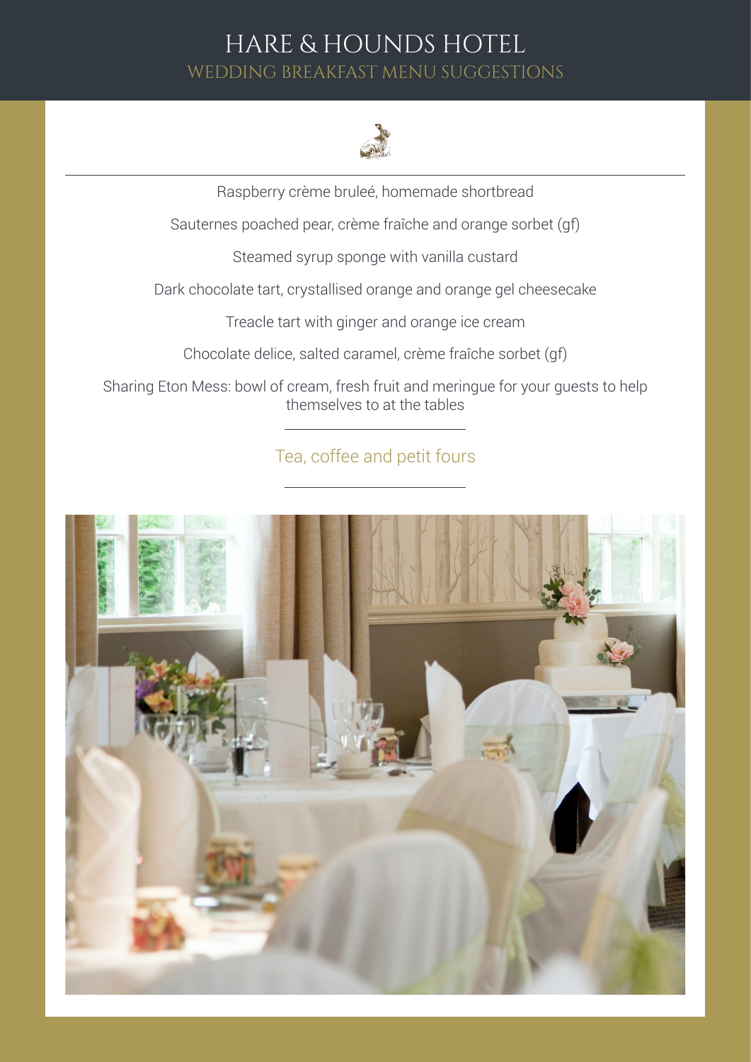# HARE & HOUNDS HOTEL

## WEDDING BREAKFAST MENU SUGGESTIONS

Raspberry crème bruleé, homemade shortbread

Sauternes poached pear, crème fraîche and orange sorbet (gf)

Steamed syrup sponge with vanilla custard

Dark chocolate tart, crystallised orange and orange gel cheesecake

Treacle tart with ginger and orange ice cream

Chocolate delice, salted caramel, crème fraîche sorbet (gf)

Sharing Eton Mess: bowl of cream, fresh fruit and meringue for your guests to help themselves to at the tables

---

Tea, coffee and petit fours

---